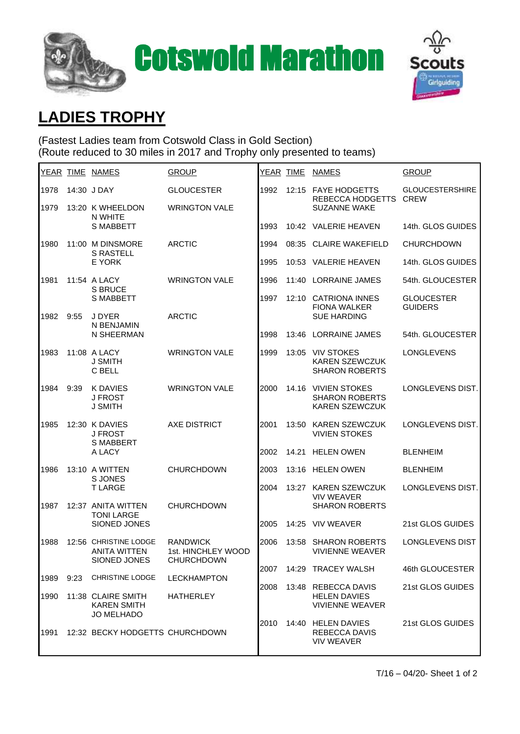# Cotswold Marathon

## LADIES TROPHY

(Fastest Ladies team from Cotswold Class in Gold Section)
(Route reduced to 30 miles in 2017 and Trophy only presented to teams)

| YEAR | TIME | NAMES | GROUP |
|---|---|---|---|
| 1978 | 14:30 | J DAY | GLOUCESTER |
| 1979 | 13:20 | K WHEELDON<br>N WHITE<br>S MABBETT | WRINGTON VALE |
| 1980 | 11:00 | M DINSMORE<br>S RASTELL<br>E YORK | ARCTIC |
| 1981 | 11:54 | A LACY<br>S BRUCE<br>S MABBETT | WRINGTON VALE |
| 1982 | 9:55 | J DYER<br>N BENJAMIN<br>N SHEERMAN | ARCTIC |
| 1983 | 11:08 | A LACY<br>J SMITH<br>C BELL | WRINGTON VALE |
| 1984 | 9:39 | K DAVIES<br>J FROST<br>J SMITH | WRINGTON VALE |
| 1985 | 12:30 | K DAVIES<br>J FROST<br>S MABBETT<br>A LACY | AXE DISTRICT |
| 1986 | 13:10 | A WITTEN<br>S JONES<br>T LARGE | CHURCHDOWN |
| 1987 | 12:37 | ANITA WITTEN<br>TONI LARGE<br>SIONED JONES | CHURCHDOWN |
| 1988 | 12:56 | CHRISTINE LODGE<br>ANITA WITTEN<br>SIONED JONES | RANDWICK<br>1st. HINCHLEY WOOD<br>CHURCHDOWN |
| 1989 | 9:23 | CHRISTINE LODGE | LECKHAMPTON |
| 1990 | 11:38 | CLAIRE SMITH<br>KAREN SMITH<br>JO MELHADO | HATHERLEY |
| 1991 | 12:32 | BECKY HODGETTS | CHURCHDOWN |
| 1992 | 12:15 | FAYE HODGETTS<br>REBECCA HODGETTS<br>SUZANNE WAKE | GLOUCESTERSHIRE CREW |
| 1993 | 10:42 | VALERIE HEAVEN | 14th. GLOS GUIDES |
| 1994 | 08:35 | CLAIRE WAKEFIELD | CHURCHDOWN |
| 1995 | 10:53 | VALERIE HEAVEN | 14th. GLOS GUIDES |
| 1996 | 11:40 | LORRAINE JAMES | 54th. GLOUCESTER |
| 1997 | 12:10 | CATRIONA INNES<br>FIONA WALKER<br>SUE HARDING | GLOUCESTER GUIDERS |
| 1998 | 13:46 | LORRAINE JAMES | 54th. GLOUCESTER |
| 1999 | 13:05 | VIV STOKES<br>KAREN SZEWCZUK<br>SHARON ROBERTS | LONGLEVENS |
| 2000 | 14.16 | VIVIEN STOKES<br>SHARON ROBERTS<br>KAREN SZEWCZUK | LONGLEVENS DIST. |
| 2001 | 13:50 | KAREN SZEWCZUK<br>VIVIEN STOKES | LONGLEVENS DIST. |
| 2002 | 14.21 | HELEN OWEN | BLENHEIM |
| 2003 | 13:16 | HELEN OWEN | BLENHEIM |
| 2004 | 13:27 | KAREN SZEWCZUK<br>VIV WEAVER<br>SHARON ROBERTS | LONGLEVENS DIST. |
| 2005 | 14:25 | VIV WEAVER | 21st GLOS GUIDES |
| 2006 | 13:58 | SHARON ROBERTS<br>VIVIENNE WEAVER | LONGLEVENS DIST |
| 2007 | 14:29 | TRACEY WALSH | 46th GLOUCESTER |
| 2008 | 13:48 | REBECCA DAVIS<br>HELEN DAVIES<br>VIVIENNE WEAVER | 21st GLOS GUIDES |
| 2010 | 14:40 | HELEN DAVIES<br>REBECCA DAVIS<br>VIV WEAVER | 21st GLOS GUIDES |

T/16 – 04/20- Sheet 1 of 2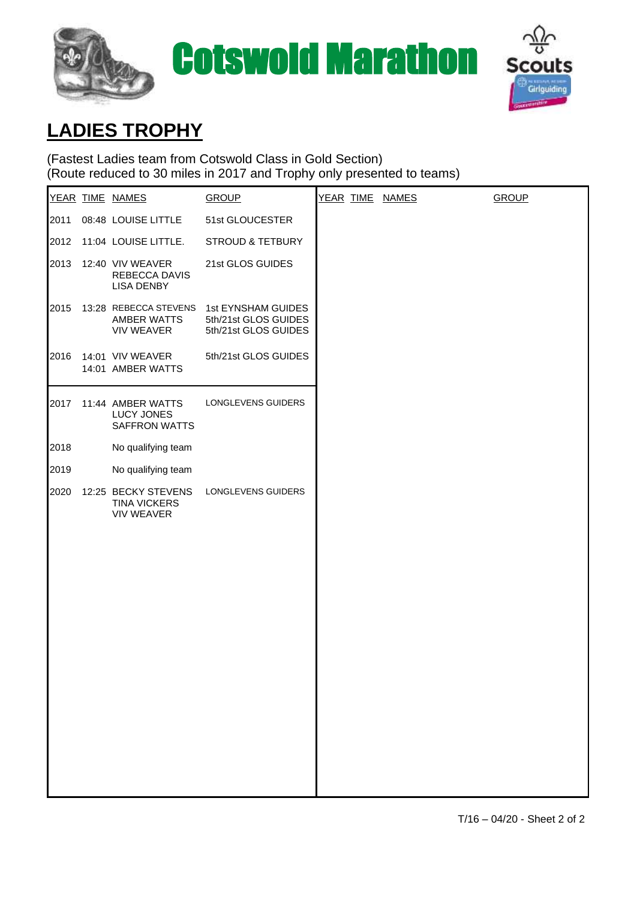Cotswold Marathon

## LADIES TROPHY

(Fastest Ladies team from Cotswold Class in Gold Section)
(Route reduced to 30 miles in 2017 and Trophy only presented to teams)

| YEAR | TIME | NAMES | GROUP |
|---|---|---|---|
| 2011 | 08:48 | LOUISE LITTLE | 51st GLOUCESTER |
| 2012 | 11:04 | LOUISE LITTLE. | STROUD & TETBURY |
| 2013 | 12:40 | VIV WEAVER<br>REBECCA DAVIS<br>LISA DENBY | 21st GLOS GUIDES |
| 2015 | 13:28 | REBECCA STEVENS<br>AMBER WATTS<br>VIV WEAVER | 1st EYNSHAM GUIDES<br>5th/21st GLOS GUIDES<br>5th/21st GLOS GUIDES |
| 2016 | 14:01<br>14:01 | VIV WEAVER<br>AMBER WATTS | 5th/21st GLOS GUIDES |
| 2017 | 11:44 | AMBER WATTS<br>LUCY JONES<br>SAFFRON WATTS | LONGLEVENS GUIDERS |
| 2018 | | No qualifying team | |
| 2019 | | No qualifying team | |
| 2020 | 12:25 | BECKY STEVENS<br>TINA VICKERS<br>VIV WEAVER | LONGLEVENS GUIDERS |

T/16 – 04/20